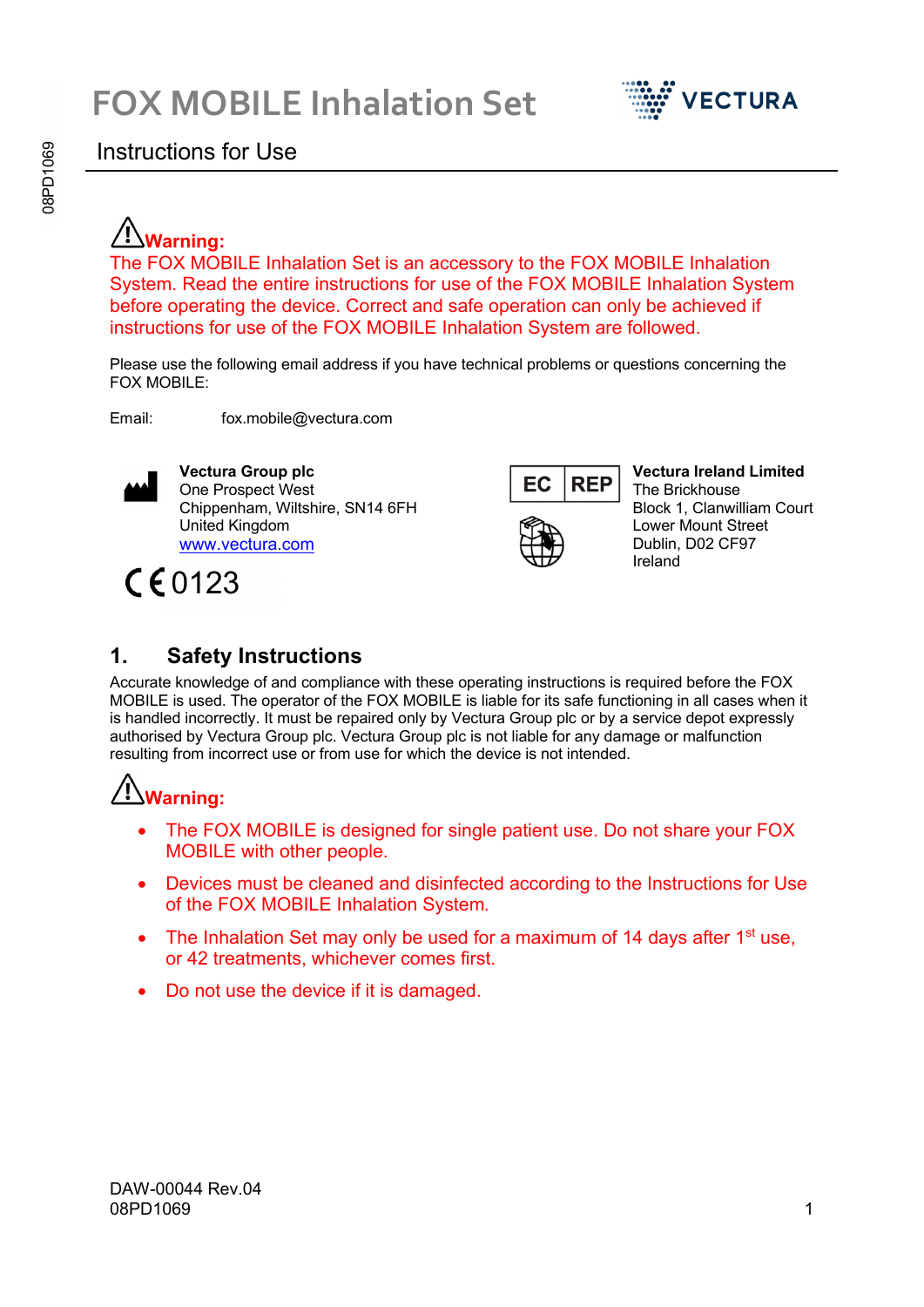# FOX MOBILE Inhalation Set

## Instructions for Use

**Warning:**
The FOX MOBILE Inhalation Set is an accessory to the FOX MOBILE Inhalation System. Read the entire instructions for use of the FOX MOBILE Inhalation System before operating the device. Correct and safe operation can only be achieved if instructions for use of the FOX MOBILE Inhalation System are followed.

Please use the following email address if you have technical problems or questions concerning the FOX MOBILE:

Email: fox.mobile@vectura.com

**Vectura Group plc**
One Prospect West
Chippenham, Wiltshire, SN14 6FH
United Kingdom
www.vectura.com

CE 0123

EC REP

**Vectura Ireland Limited**
The Brickhouse
Block 1, Clanwilliam Court
Lower Mount Street
Dublin, D02 CF97
Ireland

## 1. Safety Instructions

Accurate knowledge of and compliance with these operating instructions is required before the FOX MOBILE is used. The operator of the FOX MOBILE is liable for its safe functioning in all cases when it is handled incorrectly. It must be repaired only by Vectura Group plc or by a service depot expressly authorised by Vectura Group plc. Vectura Group plc is not liable for any damage or malfunction resulting from incorrect use or from use for which the device is not intended.

**Warning:**

- The FOX MOBILE is designed for single patient use. Do not share your FOX MOBILE with other people.
- Devices must be cleaned and disinfected according to the Instructions for Use of the FOX MOBILE Inhalation System.
- The Inhalation Set may only be used for a maximum of 14 days after 1st use, or 42 treatments, whichever comes first.
- Do not use the device if it is damaged.

DAW-00044 Rev.04
08PD1069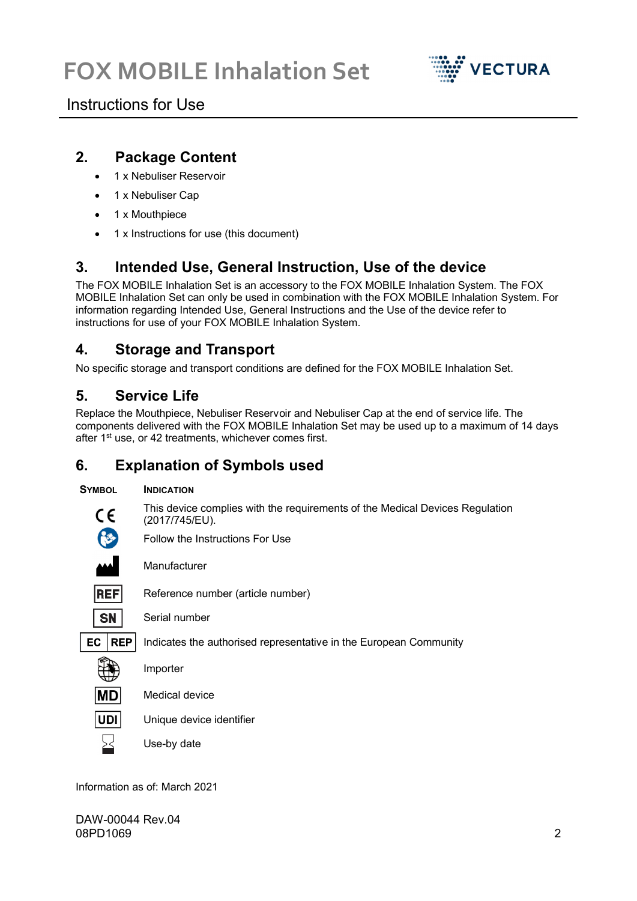## 2. Package Content

- 1 x Nebuliser Reservoir
- 1 x Nebuliser Cap
- 1 x Mouthpiece
- 1 x Instructions for use (this document)

## 3. Intended Use, General Instruction, Use of the device

The FOX MOBILE Inhalation Set is an accessory to the FOX MOBILE Inhalation System. The FOX MOBILE Inhalation Set can only be used in combination with the FOX MOBILE Inhalation System. For information regarding Intended Use, General Instructions and the Use of the device refer to instructions for use of your FOX MOBILE Inhalation System.

## 4. Storage and Transport

No specific storage and transport conditions are defined for the FOX MOBILE Inhalation Set.

## 5. Service Life

Replace the Mouthpiece, Nebuliser Reservoir and Nebuliser Cap at the end of service life. The components delivered with the FOX MOBILE Inhalation Set may be used up to a maximum of 14 days after 1st use, or 42 treatments, whichever comes first.

## 6. Explanation of Symbols used

| SYMBOL | INDICATION |
|---|---|
| CE | This device complies with the requirements of the Medical Devices Regulation (2017/745/EU). |
| | Follow the Instructions For Use |
| | Manufacturer |
| REF | Reference number (article number) |
| SN | Serial number |
| EC REP | Indicates the authorised representative in the European Community |
| | Importer |
| MD | Medical device |
| UDI | Unique device identifier |
| | Use-by date |

Information as of: March 2021

DAW-00044 Rev.04
08PD1069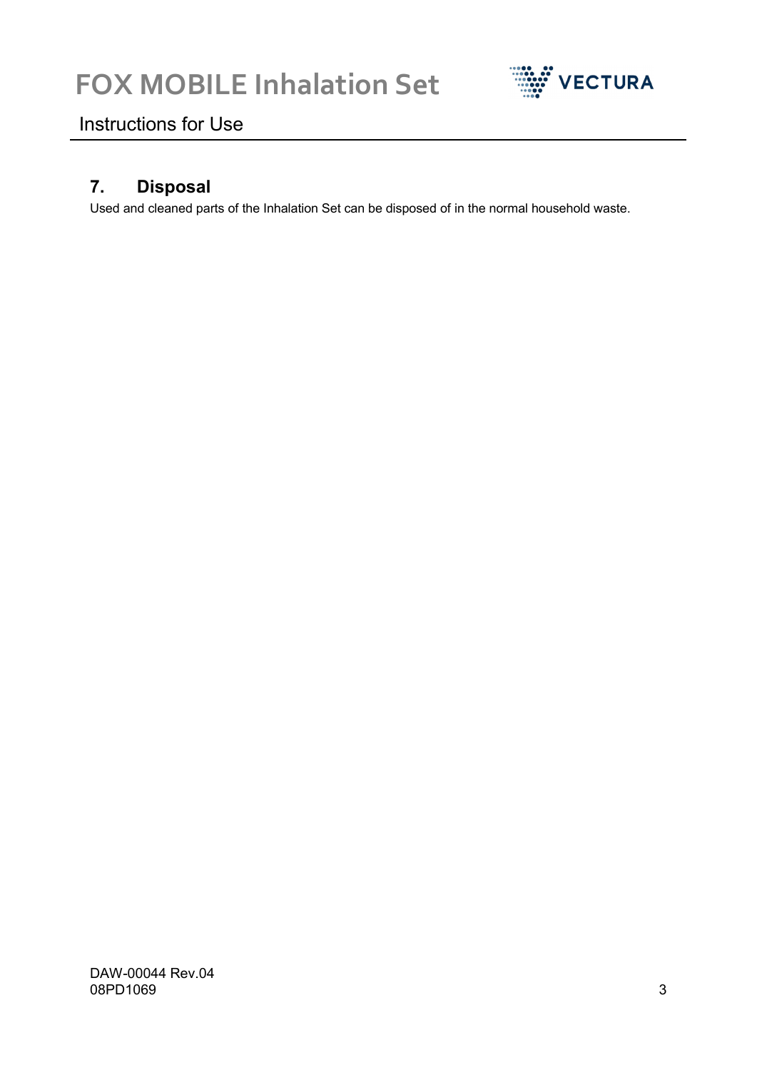## 7. Disposal

Used and cleaned parts of the Inhalation Set can be disposed of in the normal household waste.

DAW-00044 Rev.04
08PD1069